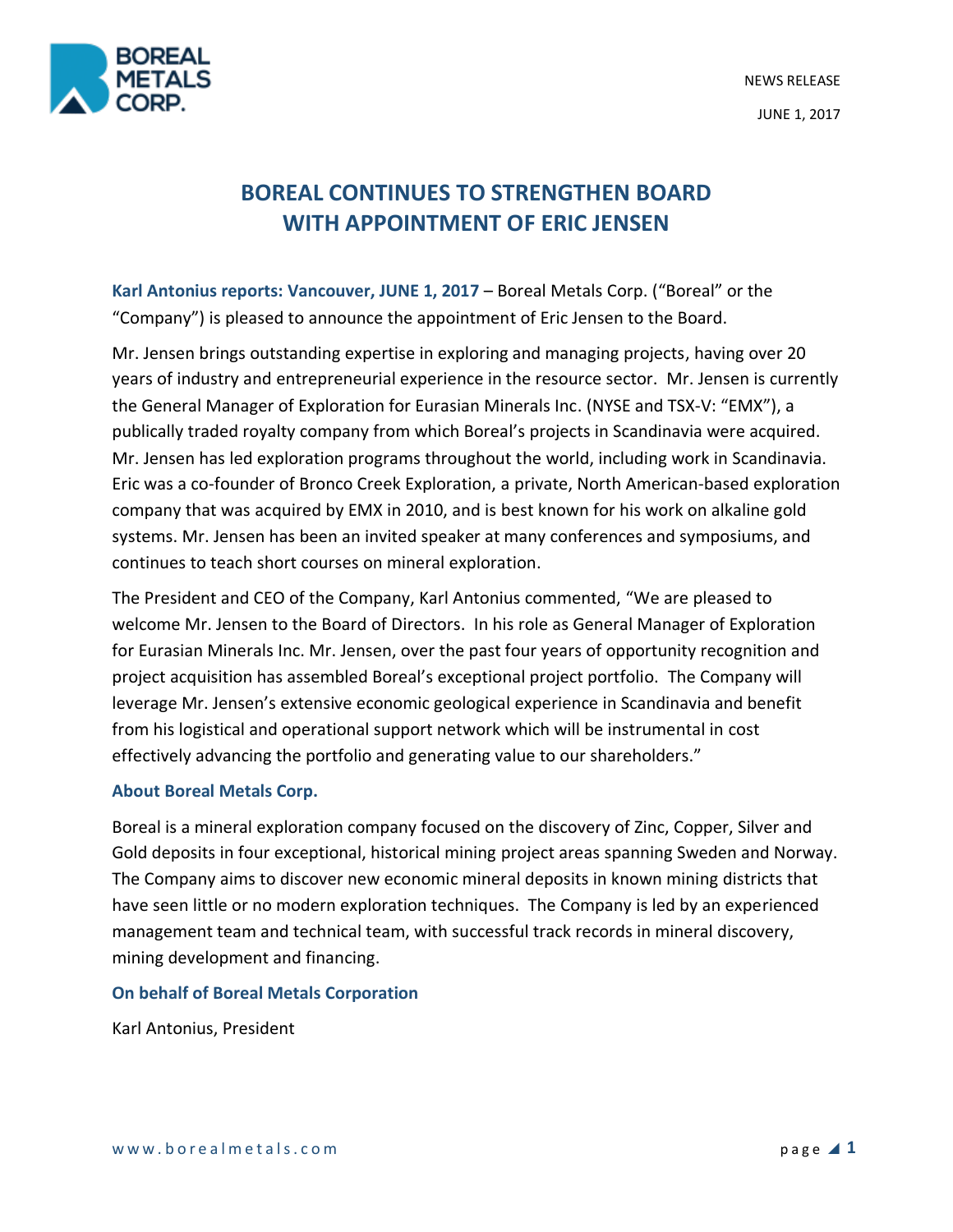NEWS RELEASE

JUNE 1, 2017

# BOREAL CONTINUES TO STRENGTHEN BOARD WITH APPOINTMENT OF ERIC JENSEN

**Karl Antonius reports: Vancouver, JUNE 1, 2017** – Boreal Metals Corp. ("Boreal" or the "Company") is pleased to announce the appointment of Eric Jensen to the Board.

Mr. Jensen brings outstanding expertise in exploring and managing projects, having over 20 years of industry and entrepreneurial experience in the resource sector. Mr. Jensen is currently the General Manager of Exploration for Eurasian Minerals Inc. (NYSE and TSX-V: "EMX"), a publically traded royalty company from which Boreal's projects in Scandinavia were acquired. Mr. Jensen has led exploration programs throughout the world, including work in Scandinavia. Eric was a co-founder of Bronco Creek Exploration, a private, North American-based exploration company that was acquired by EMX in 2010, and is best known for his work on alkaline gold systems. Mr. Jensen has been an invited speaker at many conferences and symposiums, and continues to teach short courses on mineral exploration.

The President and CEO of the Company, Karl Antonius commented, "We are pleased to welcome Mr. Jensen to the Board of Directors. In his role as General Manager of Exploration for Eurasian Minerals Inc. Mr. Jensen, over the past four years of opportunity recognition and project acquisition has assembled Boreal's exceptional project portfolio. The Company will leverage Mr. Jensen's extensive economic geological experience in Scandinavia and benefit from his logistical and operational support network which will be instrumental in cost effectively advancing the portfolio and generating value to our shareholders."

## About Boreal Metals Corp.

Boreal is a mineral exploration company focused on the discovery of Zinc, Copper, Silver and Gold deposits in four exceptional, historical mining project areas spanning Sweden and Norway. The Company aims to discover new economic mineral deposits in known mining districts that have seen little or no modern exploration techniques. The Company is led by an experienced management team and technical team, with successful track records in mineral discovery, mining development and financing.

**On behalf of Boreal Metals Corporation**

Karl Antonius, President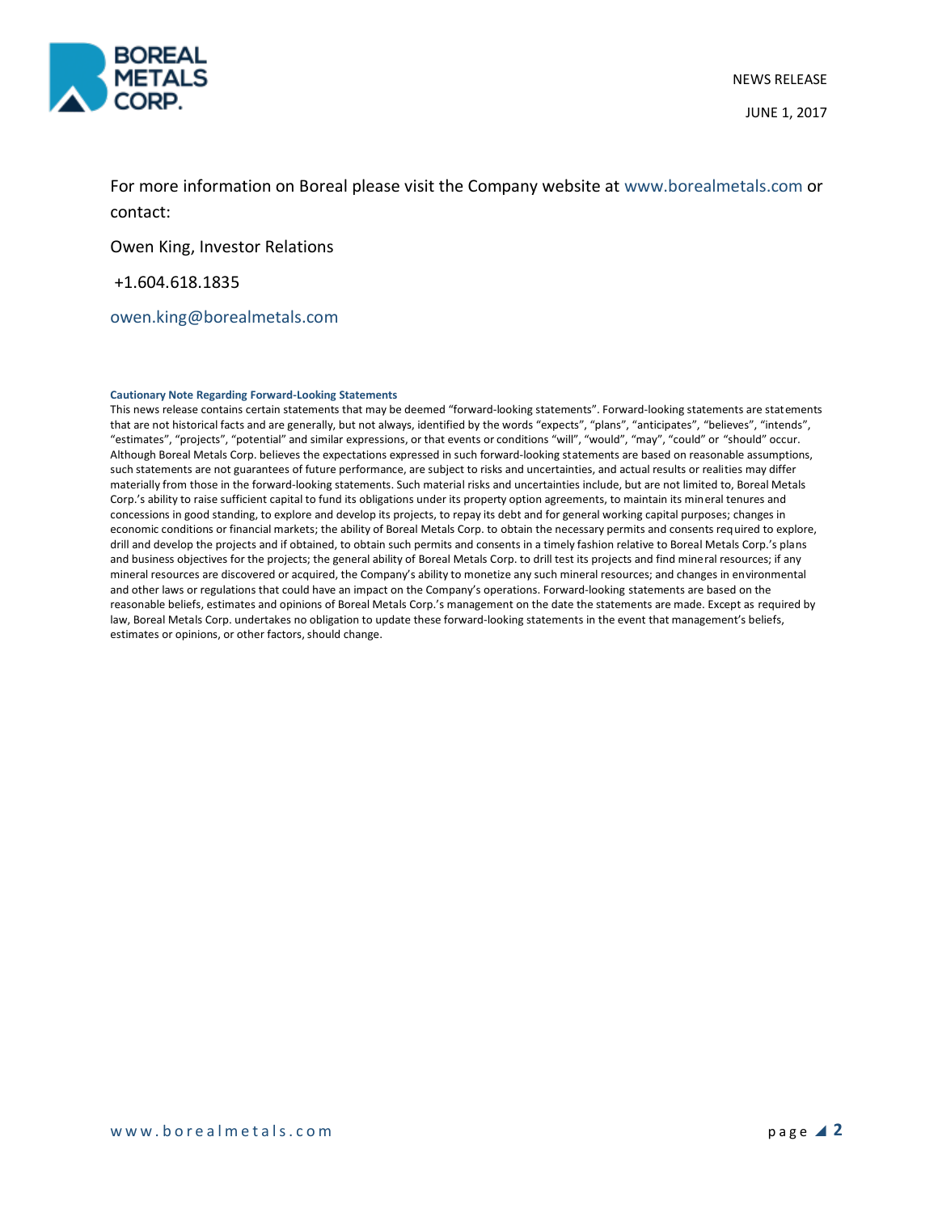For more information on Boreal please visit the Company website at www.borealmetals.com or contact:

Owen King, Investor Relations

+1.604.618.1835

owen.king@borealmetals.com

**Cautionary Note Regarding Forward-Looking Statements**

This news release contains certain statements that may be deemed "forward-looking statements". Forward-looking statements are statements that are not historical facts and are generally, but not always, identified by the words "expects", "plans", "anticipates", "believes", "intends", "estimates", "projects", "potential" and similar expressions, or that events or conditions "will", "would", "may", "could" or "should" occur. Although Boreal Metals Corp. believes the expectations expressed in such forward-looking statements are based on reasonable assumptions, such statements are not guarantees of future performance, are subject to risks and uncertainties, and actual results or realities may differ materially from those in the forward-looking statements. Such material risks and uncertainties include, but are not limited to, Boreal Metals Corp.'s ability to raise sufficient capital to fund its obligations under its property option agreements, to maintain its mineral tenures and concessions in good standing, to explore and develop its projects, to repay its debt and for general working capital purposes; changes in economic conditions or financial markets; the ability of Boreal Metals Corp. to obtain the necessary permits and consents required to explore, drill and develop the projects and if obtained, to obtain such permits and consents in a timely fashion relative to Boreal Metals Corp.'s plans and business objectives for the projects; the general ability of Boreal Metals Corp. to drill test its projects and find mineral resources; if any mineral resources are discovered or acquired, the Company's ability to monetize any such mineral resources; and changes in environmental and other laws or regulations that could have an impact on the Company's operations. Forward-looking statements are based on the reasonable beliefs, estimates and opinions of Boreal Metals Corp.'s management on the date the statements are made. Except as required by law, Boreal Metals Corp. undertakes no obligation to update these forward-looking statements in the event that management's beliefs, estimates or opinions, or other factors, should change.